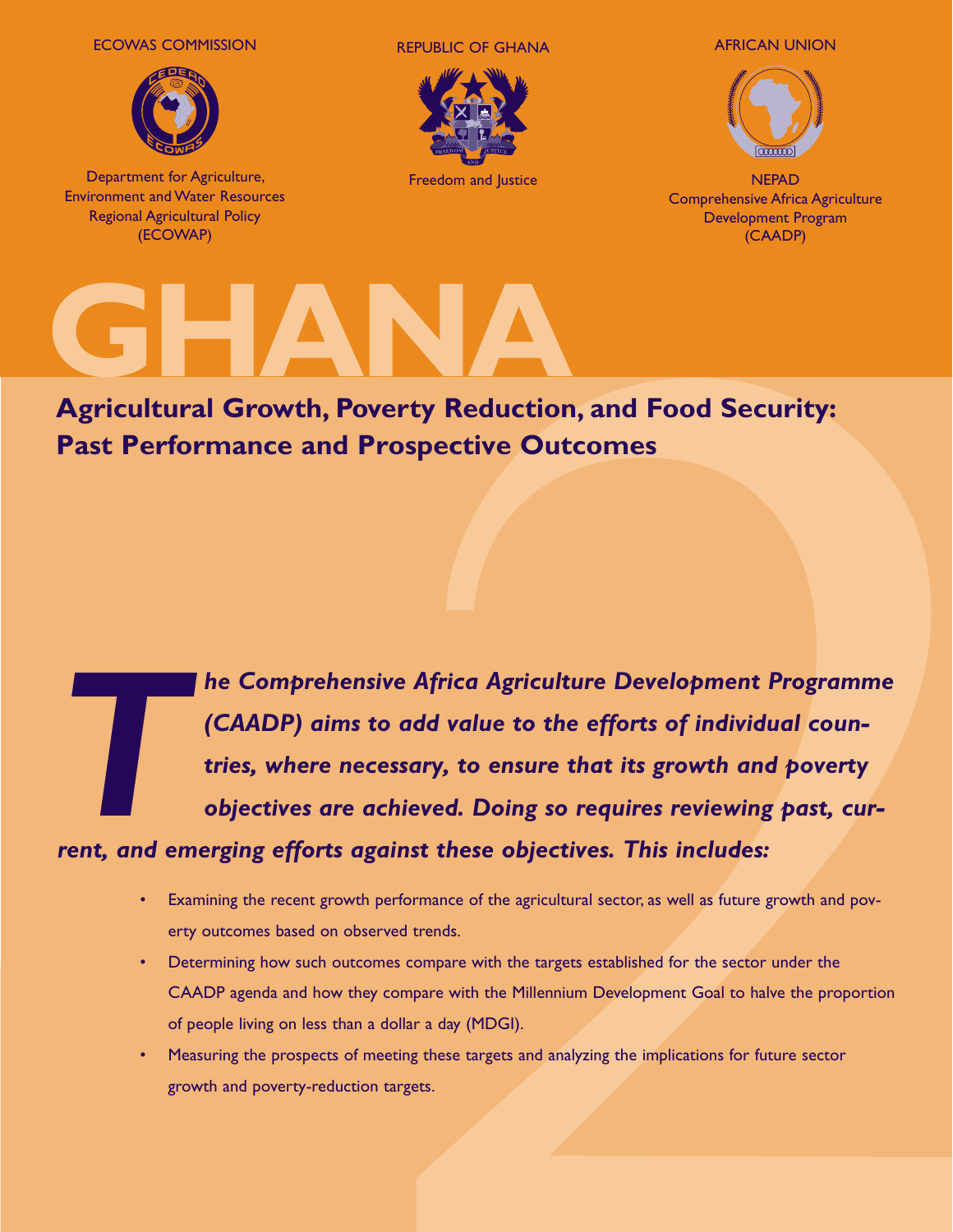ECOWAS COMMISSION

Department for Agriculture, Environment and Water Resources
Regional Agricultural Policy
(ECOWAP)

REPUBLIC OF GHANA

Freedom and Justice

AFRICAN UNION

NEPAD
Comprehensive Africa Agriculture Development Program
(CAADP)

# GHANA

## Agricultural Growth, Poverty Reduction, and Food Security: Past Performance and Prospective Outcomes

***The Comprehensive Africa Agriculture Development Programme (CAADP) aims to add value to the efforts of individual countries, where necessary, to ensure that its growth and poverty objectives are achieved. Doing so requires reviewing past, current, and emerging efforts against these objectives. This includes:***

- Examining the recent growth performance of the agricultural sector, as well as future growth and poverty outcomes based on observed trends.
- Determining how such outcomes compare with the targets established for the sector under the CAADP agenda and how they compare with the Millennium Development Goal to halve the proportion of people living on less than a dollar a day (MDGI).
- Measuring the prospects of meeting these targets and analyzing the implications for future sector growth and poverty-reduction targets.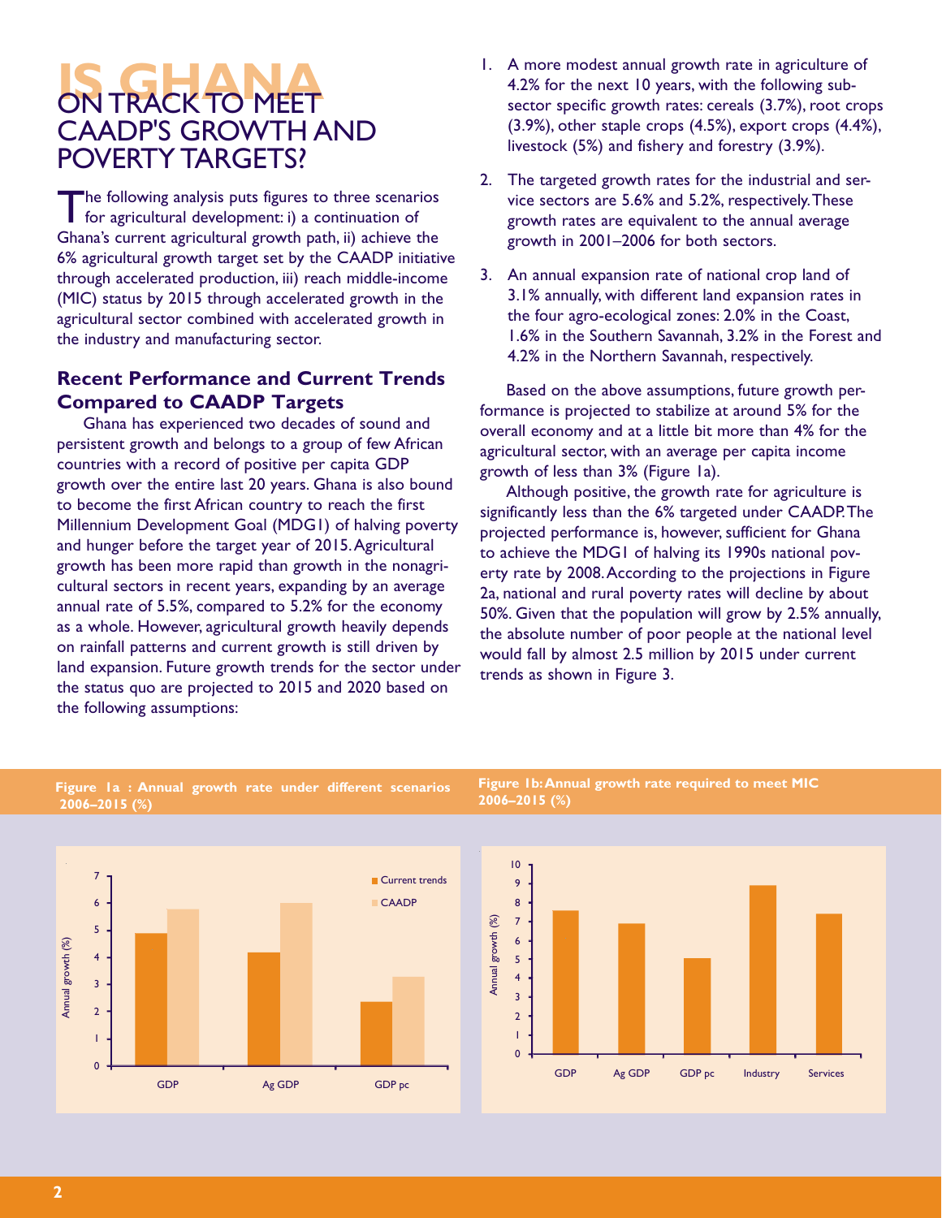# IS GHANA ON TRACK TO MEET CAADP'S GROWTH AND POVERTY TARGETS?

The following analysis puts figures to three scenarios for agricultural development: i) a continuation of Ghana's current agricultural growth path, ii) achieve the 6% agricultural growth target set by the CAADP initiative through accelerated production, iii) reach middle-income (MIC) status by 2015 through accelerated growth in the agricultural sector combined with accelerated growth in the industry and manufacturing sector.

## Recent Performance and Current Trends Compared to CAADP Targets

Ghana has experienced two decades of sound and persistent growth and belongs to a group of few African countries with a record of positive per capita GDP growth over the entire last 20 years. Ghana is also bound to become the first African country to reach the first Millennium Development Goal (MDG1) of halving poverty and hunger before the target year of 2015. Agricultural growth has been more rapid than growth in the nonagricultural sectors in recent years, expanding by an average annual rate of 5.5%, compared to 5.2% for the economy as a whole. However, agricultural growth heavily depends on rainfall patterns and current growth is still driven by land expansion. Future growth trends for the sector under the status quo are projected to 2015 and 2020 based on the following assumptions:

1. A more modest annual growth rate in agriculture of 4.2% for the next 10 years, with the following sub-sector specific growth rates: cereals (3.7%), root crops (3.9%), other staple crops (4.5%), export crops (4.4%), livestock (5%) and fishery and forestry (3.9%).
2. The targeted growth rates for the industrial and service sectors are 5.6% and 5.2%, respectively. These growth rates are equivalent to the annual average growth in 2001–2006 for both sectors.
3. An annual expansion rate of national crop land of 3.1% annually, with different land expansion rates in the four agro-ecological zones: 2.0% in the Coast, 1.6% in the Southern Savannah, 3.2% in the Forest and 4.2% in the Northern Savannah, respectively.

Based on the above assumptions, future growth performance is projected to stabilize at around 5% for the overall economy and at a little bit more than 4% for the agricultural sector, with an average per capita income growth of less than 3% (Figure 1a).

Although positive, the growth rate for agriculture is significantly less than the 6% targeted under CAADP. The projected performance is, however, sufficient for Ghana to achieve the MDG1 of halving its 1990s national poverty rate by 2008. According to the projections in Figure 2a, national and rural poverty rates will decline by about 50%. Given that the population will grow by 2.5% annually, the absolute number of poor people at the national level would fall by almost 2.5 million by 2015 under current trends as shown in Figure 3.

**Figure 1a : Annual growth rate under different scenarios 2006–2015 (%)**

**Figure 1b: Annual growth rate required to meet MIC 2006–2015 (%)**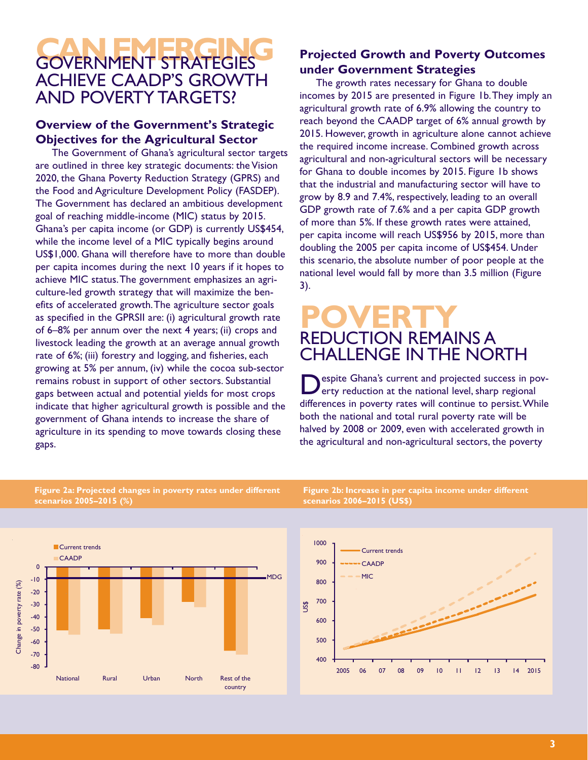# CAN EMERGING GOVERNMENT STRATEGIES ACHIEVE CAADP'S GROWTH AND POVERTY TARGETS?

## Overview of the Government's Strategic Objectives for the Agricultural Sector

The Government of Ghana's agricultural sector targets are outlined in three key strategic documents: the Vision 2020, the Ghana Poverty Reduction Strategy (GPRS) and the Food and Agriculture Development Policy (FASDEP). The Government has declared an ambitious development goal of reaching middle-income (MIC) status by 2015. Ghana's per capita income (or GDP) is currently US$454, while the income level of a MIC typically begins around US$1,000. Ghana will therefore have to more than double per capita incomes during the next 10 years if it hopes to achieve MIC status. The government emphasizes an agriculture-led growth strategy that will maximize the benefits of accelerated growth. The agriculture sector goals as specified in the GPRSII are: (i) agricultural growth rate of 6–8% per annum over the next 4 years; (ii) crops and livestock leading the growth at an average annual growth rate of 6%; (iii) forestry and logging, and fisheries, each growing at 5% per annum, (iv) while the cocoa sub-sector remains robust in support of other sectors. Substantial gaps between actual and potential yields for most crops indicate that higher agricultural growth is possible and the government of Ghana intends to increase the share of agriculture in its spending to move towards closing these gaps.

## Projected Growth and Poverty Outcomes under Government Strategies

The growth rates necessary for Ghana to double incomes by 2015 are presented in Figure 1b. They imply an agricultural growth rate of 6.9% allowing the country to reach beyond the CAADP target of 6% annual growth by 2015. However, growth in agriculture alone cannot achieve the required income increase. Combined growth across agricultural and non-agricultural sectors will be necessary for Ghana to double incomes by 2015. Figure 1b shows that the industrial and manufacturing sector will have to grow by 8.9 and 7.4%, respectively, leading to an overall GDP growth rate of 7.6% and a per capita GDP growth of more than 5%. If these growth rates were attained, per capita income will reach US$956 by 2015, more than doubling the 2005 per capita income of US$454. Under this scenario, the absolute number of poor people at the national level would fall by more than 3.5 million (Figure 3).

# POVERTY REDUCTION REMAINS A CHALLENGE IN THE NORTH

Despite Ghana's current and projected success in poverty reduction at the national level, sharp regional differences in poverty rates will continue to persist. While both the national and total rural poverty rate will be halved by 2008 or 2009, even with accelerated growth in the agricultural and non-agricultural sectors, the poverty

**Figure 2a: Projected changes in poverty rates under different scenarios 2005–2015 (%)**

**Figure 2b: Increase in per capita income under different scenarios 2006–2015 (US$)**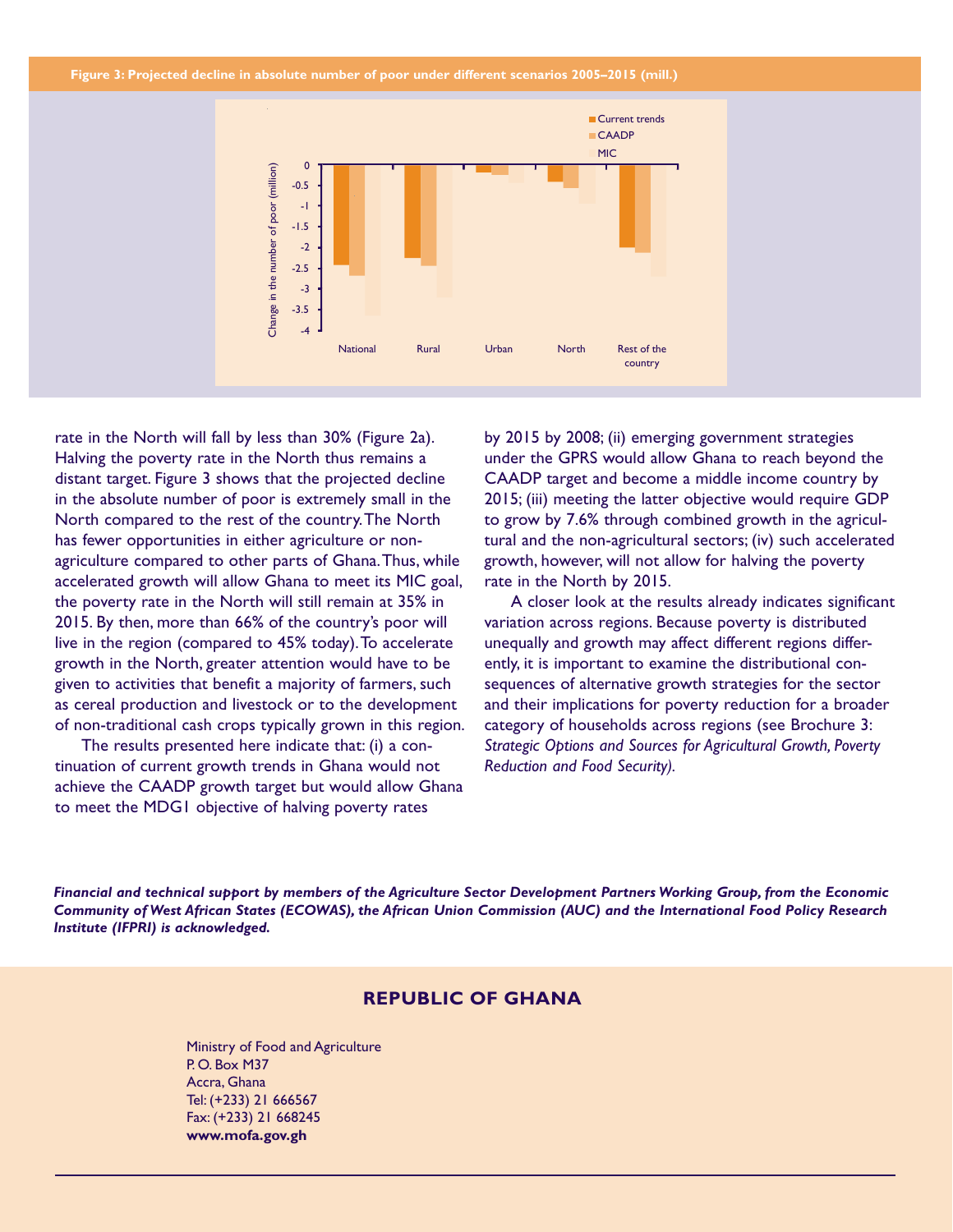**Figure 3: Projected decline in absolute number of poor under different scenarios 2005–2015 (mill.)**

Current trends
CAADP
MIC

Change in the number of poor (million)

0
-0.5
-1
-1.5
-2
-2.5
-3
-3.5
-4

National
Rural
Urban
North
Rest of the country

rate in the North will fall by less than 30% (Figure 2a). Halving the poverty rate in the North thus remains a distant target. Figure 3 shows that the projected decline in the absolute number of poor is extremely small in the North compared to the rest of the country. The North has fewer opportunities in either agriculture or non-agriculture compared to other parts of Ghana. Thus, while accelerated growth will allow Ghana to meet its MIC goal, the poverty rate in the North will still remain at 35% in 2015. By then, more than 66% of the country's poor will live in the region (compared to 45% today). To accelerate growth in the North, greater attention would have to be given to activities that benefit a majority of farmers, such as cereal production and livestock or to the development of non-traditional cash crops typically grown in this region.

The results presented here indicate that: (i) a continuation of current growth trends in Ghana would not achieve the CAADP growth target but would allow Ghana to meet the MDG1 objective of halving poverty rates by 2015 by 2008; (ii) emerging government strategies under the GPRS would allow Ghana to reach beyond the CAADP target and become a middle income country by 2015; (iii) meeting the latter objective would require GDP to grow by 7.6% through combined growth in the agricultural and the non-agricultural sectors; (iv) such accelerated growth, however, will not allow for halving the poverty rate in the North by 2015.

A closer look at the results already indicates significant variation across regions. Because poverty is distributed unequally and growth may affect different regions differently, it is important to examine the distributional consequences of alternative growth strategies for the sector and their implications for poverty reduction for a broader category of households across regions (see Brochure 3: *Strategic Options and Sources for Agricultural Growth, Poverty Reduction and Food Security).*

***Financial and technical support by members of the Agriculture Sector Development Partners Working Group, from the Economic Community of West African States (ECOWAS), the African Union Commission (AUC) and the International Food Policy Research Institute (IFPRI) is acknowledged.***

## REPUBLIC OF GHANA

Ministry of Food and Agriculture
P. O. Box M37
Accra, Ghana
Tel: (+233) 21 666567
Fax: (+233) 21 668245
**www.mofa.gov.gh**